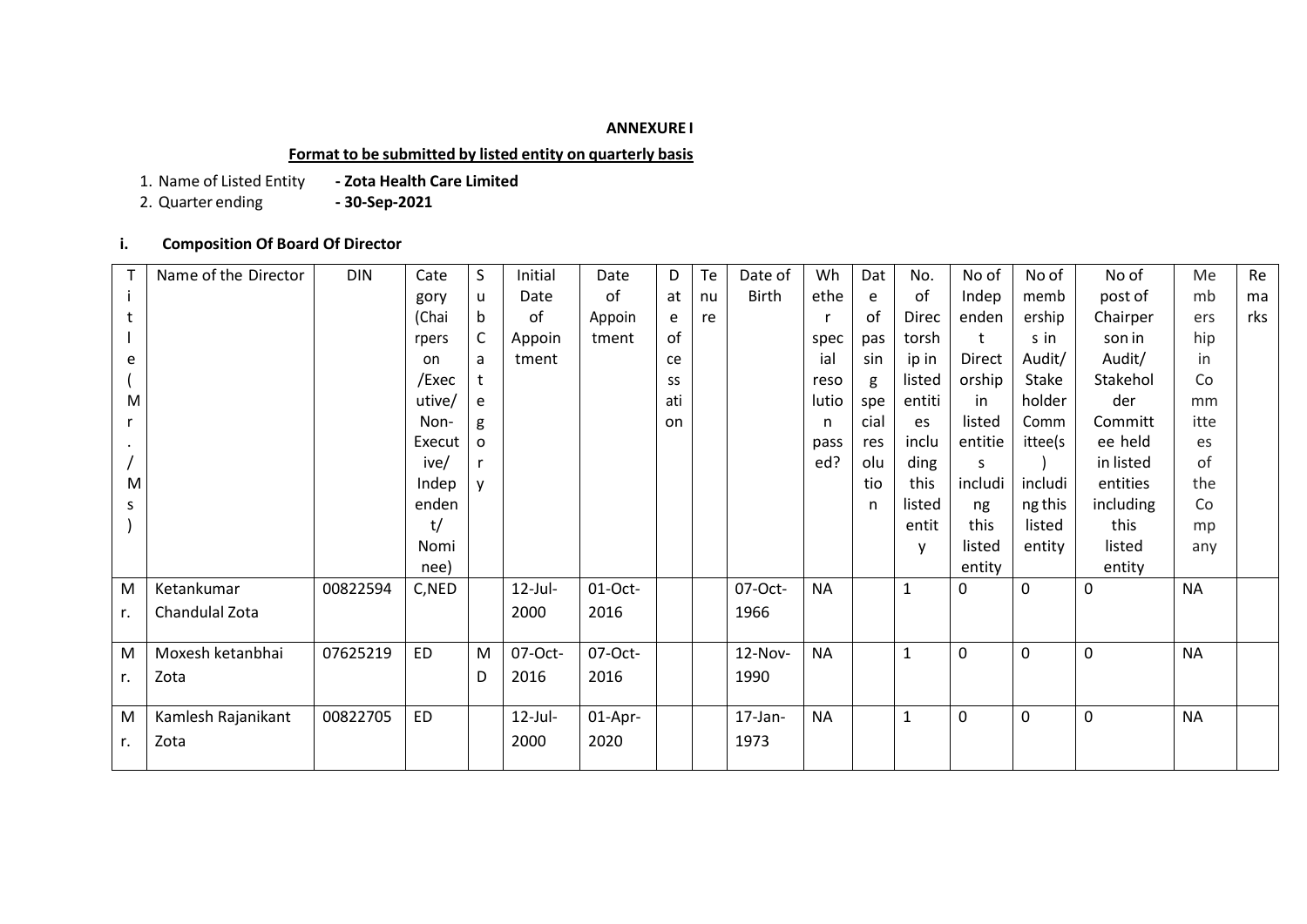**ANNEXURE I**

**Format to be submitted by listed entity on quarterly basis**

1. Name of Listed Entity **- Zota Health Care Limited**
2. Quarter ending **- 30-Sep-2021**

**i. Composition Of Board Of Director**

| Title (Mr. / Ms) | Name of the Director | DIN | Category (Chairperson /Executive/ Non-Executive/ Independent/ Nominee) | Sub Category | Initial Date of Appointment | Date of Appointment | Date of cessation | Tenure | Date of Birth | Whether special resolution passed? | Date of passing special resolution | No. of Directorship in listed entities including this listed entity | No of Independent Directorship in listed entities including this listed entity | No of memberships in Audit/ Stakeholder Committee(s) including this listed entity | No of post of Chairperson in Audit/ Stakeholder Committee held in listed entities including this listed entity | Memberships in Committees of the Company | Remarks |
|---|---|---|---|---|---|---|---|---|---|---|---|---|---|---|---|---|---|
| Mr. | Ketankumar Chandulal Zota | 00822594 | C,NED | | 12-Jul-2000 | 01-Oct-2016 | | | 07-Oct-1966 | NA | | 1 | 0 | 0 | 0 | NA | |
| Mr. | Moxesh ketanbhai Zota | 07625219 | ED | MD | 07-Oct-2016 | 07-Oct-2016 | | | 12-Nov-1990 | NA | | 1 | 0 | 0 | 0 | NA | |
| Mr. | Kamlesh Rajanikant Zota | 00822705 | ED | | 12-Jul-2000 | 01-Apr-2020 | | | 17-Jan-1973 | NA | | 1 | 0 | 0 | 0 | NA | |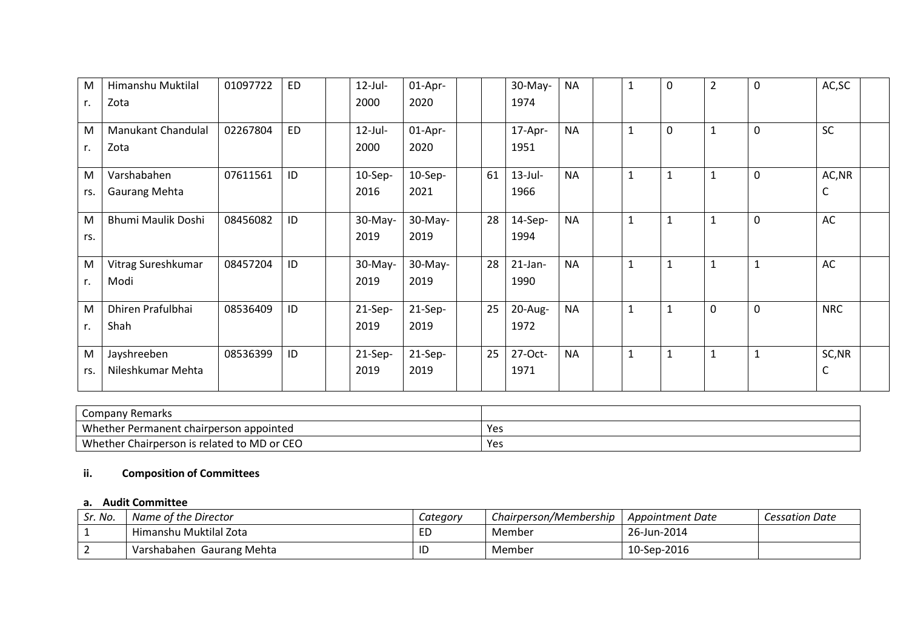| | | | | | | | | | | | | | | | | | |
|---|---|---|---|---|---|---|---|---|---|---|---|---|---|---|---|---|---|
| Mr. | Himanshu Muktilal Zota | 01097722 | ED | | 12-Jul-2000 | 01-Apr-2020 | | | 30-May-1974 | NA | | 1 | 0 | 2 | 0 | AC,SC | |
| Mr. | Manukant Chandulal Zota | 02267804 | ED | | 12-Jul-2000 | 01-Apr-2020 | | | 17-Apr-1951 | NA | | 1 | 0 | 1 | 0 | SC | |
| Mrs. | Varshabahen Gaurang Mehta | 07611561 | ID | | 10-Sep-2016 | 10-Sep-2021 | | 61 | 13-Jul-1966 | NA | | 1 | 1 | 1 | 0 | AC,NRC | |
| Mrs. | Bhumi Maulik Doshi | 08456082 | ID | | 30-May-2019 | 30-May-2019 | | 28 | 14-Sep-1994 | NA | | 1 | 1 | 1 | 0 | AC | |
| Mr. | Vitrag Sureshkumar Modi | 08457204 | ID | | 30-May-2019 | 30-May-2019 | | 28 | 21-Jan-1990 | NA | | 1 | 1 | 1 | 1 | AC | |
| Mr. | Dhiren Prafulbhai Shah | 08536409 | ID | | 21-Sep-2019 | 21-Sep-2019 | | 25 | 20-Aug-1972 | NA | | 1 | 1 | 0 | 0 | NRC | |
| Mrs. | Jayshreeben Nileshkumar Mehta | 08536399 | ID | | 21-Sep-2019 | 21-Sep-2019 | | 25 | 27-Oct-1971 | NA | | 1 | 1 | 1 | 1 | SC,NRC | |

| Company Remarks | |
|---|---|
| Whether Permanent chairperson appointed | Yes |
| Whether Chairperson is related to MD or CEO | Yes |

### ii. Composition of Committees

#### a. Audit Committee

| *Sr. No.* | *Name of the Director* | *Category* | *Chairperson/Membership* | *Appointment Date* | *Cessation Date* |
|---|---|---|---|---|---|
| 1 | Himanshu Muktilal Zota | ED | Member | 26-Jun-2014 | |
| 2 | Varshabahen Gaurang Mehta | ID | Member | 10-Sep-2016 | |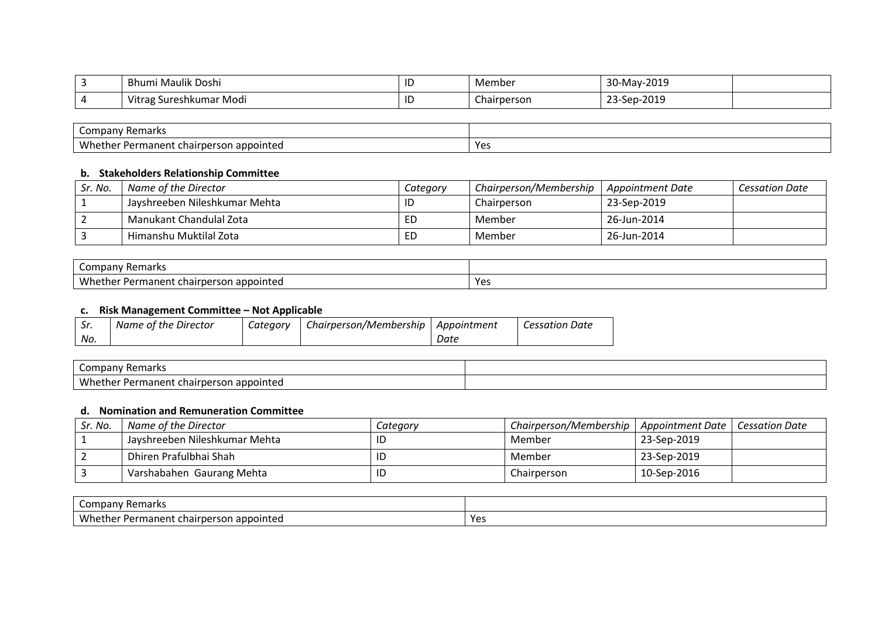| | | | | | |
|---|---|---|---|---|---|
| 3 | Bhumi Maulik Doshi | ID | Member | 30-May-2019 | |
| 4 | Vitrag Sureshkumar Modi | ID | Chairperson | 23-Sep-2019 | |

| | |
|---|---|
| Company Remarks | |
| Whether Permanent chairperson appointed | Yes |

**b. Stakeholders Relationship Committee**

| *Sr. No.* | *Name of the Director* | *Category* | *Chairperson/Membership* | *Appointment Date* | *Cessation Date* |
|---|---|---|---|---|---|
| 1 | Jayshreeben Nileshkumar Mehta | ID | Chairperson | 23-Sep-2019 | |
| 2 | Manukant Chandulal Zota | ED | Member | 26-Jun-2014 | |
| 3 | Himanshu Muktilal Zota | ED | Member | 26-Jun-2014 | |

| | |
|---|---|
| Company Remarks | |
| Whether Permanent chairperson appointed | Yes |

**c. Risk Management Committee – Not Applicable**

| *Sr. No.* | *Name of the Director* | *Category* | *Chairperson/Membership* | *Appointment Date* | *Cessation Date* |
|---|---|---|---|---|---|

| | |
|---|---|
| Company Remarks | |
| Whether Permanent chairperson appointed | |

**d. Nomination and Remuneration Committee**

| *Sr. No.* | *Name of the Director* | *Category* | *Chairperson/Membership* | *Appointment Date* | *Cessation Date* |
|---|---|---|---|---|---|
| 1 | Jayshreeben Nileshkumar Mehta | ID | Member | 23-Sep-2019 | |
| 2 | Dhiren Prafulbhai Shah | ID | Member | 23-Sep-2019 | |
| 3 | Varshabahen Gaurang Mehta | ID | Chairperson | 10-Sep-2016 | |

| | |
|---|---|
| Company Remarks | |
| Whether Permanent chairperson appointed | Yes |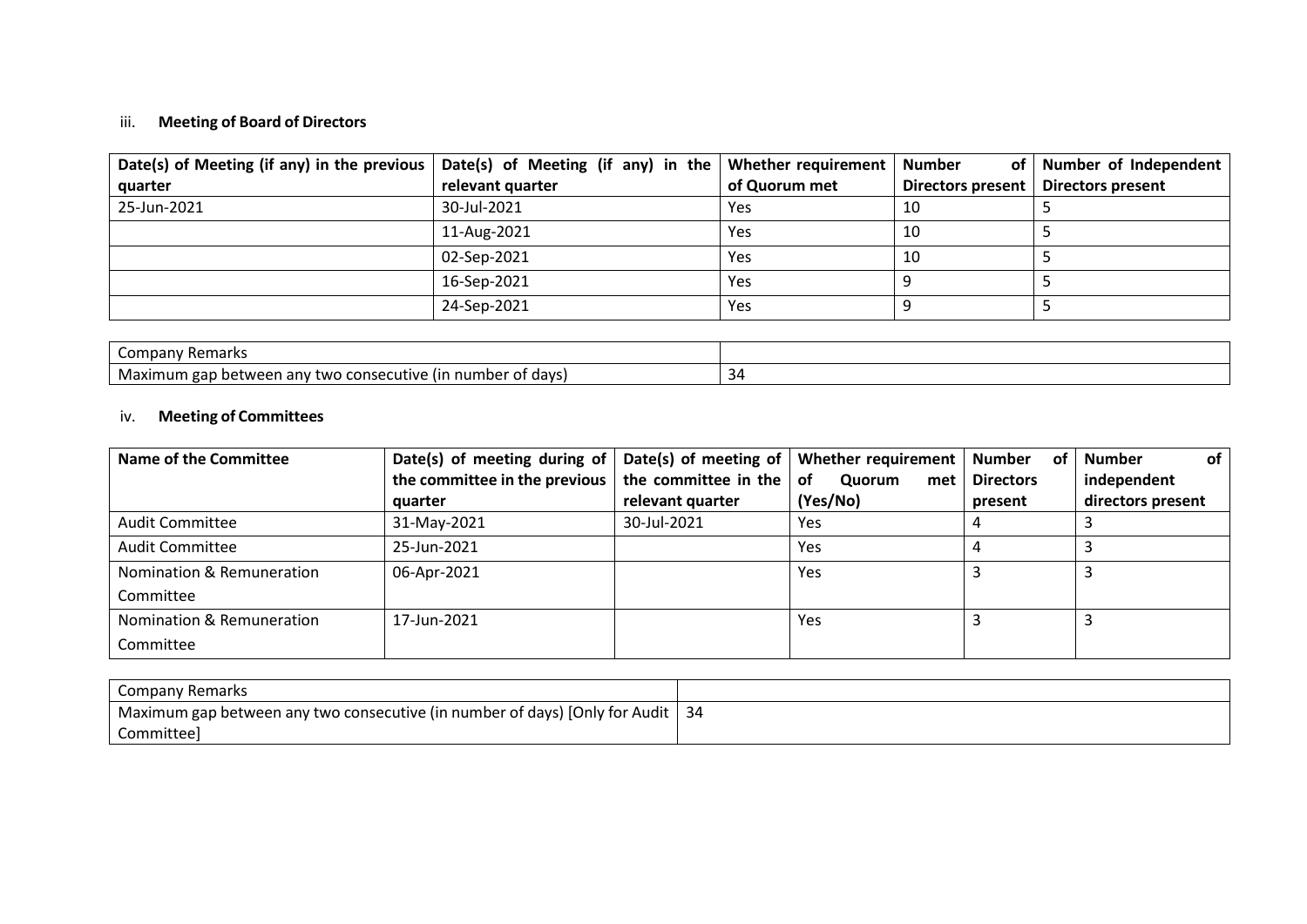### iii. Meeting of Board of Directors

| Date(s) of Meeting (if any) in the previous quarter | Date(s) of Meeting (if any) in the relevant quarter | Whether requirement of Quorum met | Number of Directors present | Number of Independent Directors present |
|---|---|---|---|---|
| 25-Jun-2021 | 30-Jul-2021 | Yes | 10 | 5 |
| | 11-Aug-2021 | Yes | 10 | 5 |
| | 02-Sep-2021 | Yes | 10 | 5 |
| | 16-Sep-2021 | Yes | 9 | 5 |
| | 24-Sep-2021 | Yes | 9 | 5 |

| Company Remarks | |
|---|---|
| Maximum gap between any two consecutive (in number of days) | 34 |

### iv. Meeting of Committees

| Name of the Committee | Date(s) of meeting during of the committee in the previous quarter | Date(s) of meeting of the committee in the relevant quarter | Whether requirement of Quorum met (Yes/No) | Number of Directors present | Number of independent directors present |
|---|---|---|---|---|---|
| Audit Committee | 31-May-2021 | 30-Jul-2021 | Yes | 4 | 3 |
| Audit Committee | 25-Jun-2021 | | Yes | 4 | 3 |
| Nomination & Remuneration Committee | 06-Apr-2021 | | Yes | 3 | 3 |
| Nomination & Remuneration Committee | 17-Jun-2021 | | Yes | 3 | 3 |

| Company Remarks | |
|---|---|
| Maximum gap between any two consecutive (in number of days) [Only for Audit Committee] | 34 |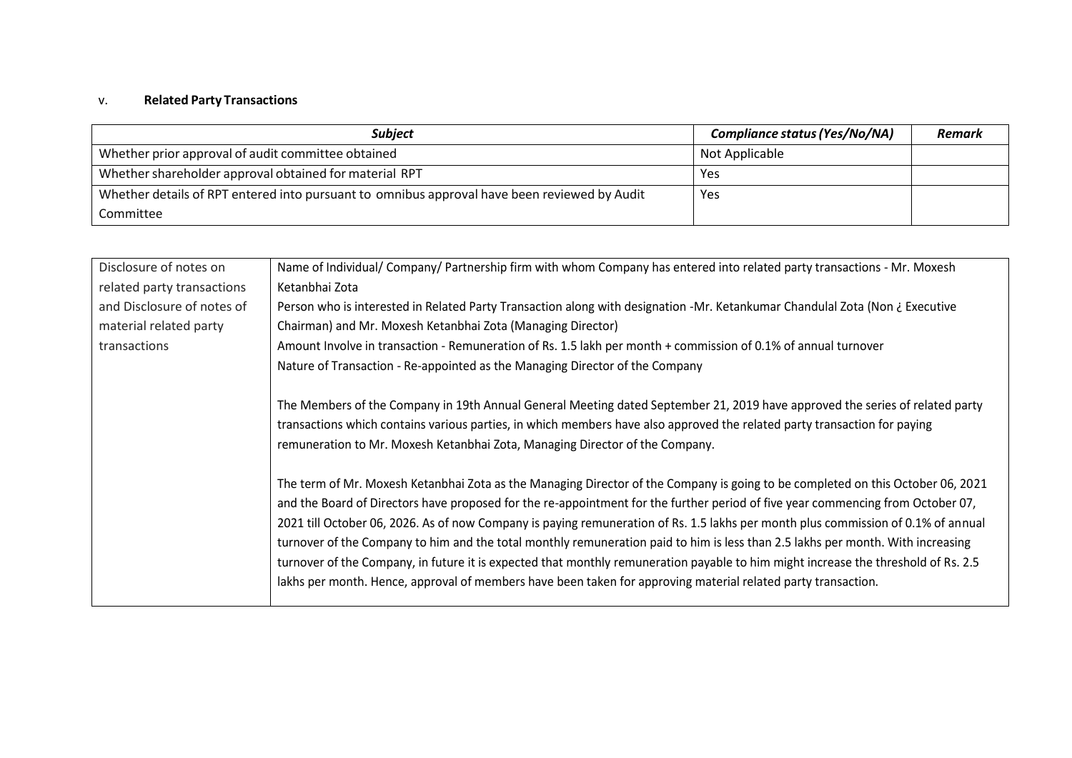v. **Related Party Transactions**

| ***Subject*** | ***Compliance status (Yes/No/NA)*** | ***Remark*** |
|---|---|---|
| Whether prior approval of audit committee obtained | Not Applicable | |
| Whether shareholder approval obtained for material RPT | Yes | |
| Whether details of RPT entered into pursuant to omnibus approval have been reviewed by Audit Committee | Yes | |

| | |
|---|---|
| Disclosure of notes on related party transactions and Disclosure of notes of material related party transactions | Name of Individual/ Company/ Partnership firm with whom Company has entered into related party transactions - Mr. Moxesh Ketanbhai Zota<br>Person who is interested in Related Party Transaction along with designation -Mr. Ketankumar Chandulal Zota (Non ¿ Executive Chairman) and Mr. Moxesh Ketanbhai Zota (Managing Director)<br>Amount Involve in transaction - Remuneration of Rs. 1.5 lakh per month + commission of 0.1% of annual turnover<br>Nature of Transaction - Re-appointed as the Managing Director of the Company<br><br>The Members of the Company in 19th Annual General Meeting dated September 21, 2019 have approved the series of related party transactions which contains various parties, in which members have also approved the related party transaction for paying remuneration to Mr. Moxesh Ketanbhai Zota, Managing Director of the Company.<br><br>The term of Mr. Moxesh Ketanbhai Zota as the Managing Director of the Company is going to be completed on this October 06, 2021 and the Board of Directors have proposed for the re-appointment for the further period of five year commencing from October 07, 2021 till October 06, 2026. As of now Company is paying remuneration of Rs. 1.5 lakhs per month plus commission of 0.1% of annual turnover of the Company to him and the total monthly remuneration paid to him is less than 2.5 lakhs per month. With increasing turnover of the Company, in future it is expected that monthly remuneration payable to him might increase the threshold of Rs. 2.5 lakhs per month. Hence, approval of members have been taken for approving material related party transaction. |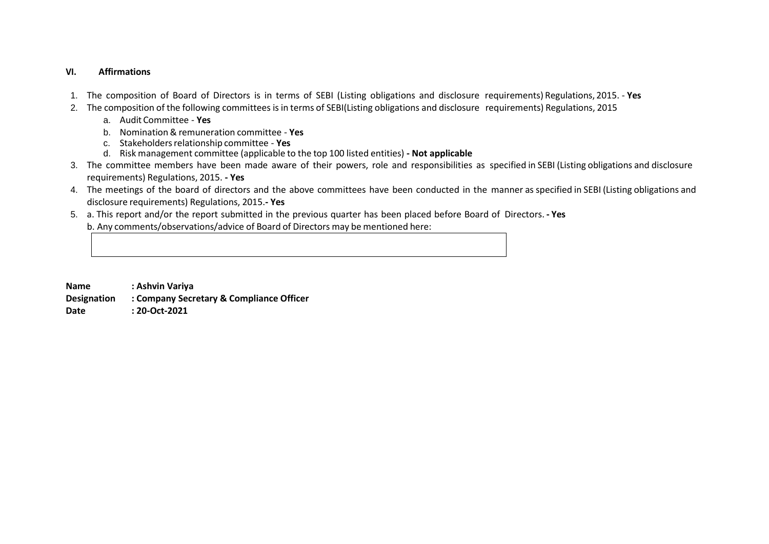## VI. Affirmations

1. The composition of Board of Directors is in terms of SEBI (Listing obligations and disclosure requirements) Regulations, 2015. - **Yes**
2. The composition of the following committees is in terms of SEBI(Listing obligations and disclosure requirements) Regulations, 2015
   a. Audit Committee - **Yes**
   b. Nomination & remuneration committee - **Yes**
   c. Stakeholders relationship committee - **Yes**
   d. Risk management committee (applicable to the top 100 listed entities) **- Not applicable**
3. The committee members have been made aware of their powers, role and responsibilities as specified in SEBI (Listing obligations and disclosure requirements) Regulations, 2015. **- Yes**
4. The meetings of the board of directors and the above committees have been conducted in the manner as specified in SEBI (Listing obligations and disclosure requirements) Regulations, 2015.**- Yes**
5. a. This report and/or the report submitted in the previous quarter has been placed before Board of Directors. **- Yes**
   b. Any comments/observations/advice of Board of Directors may be mentioned here:

| |
|---|
| |

**Name : Ashvin Variya**
**Designation : Company Secretary & Compliance Officer**
**Date : 20-Oct-2021**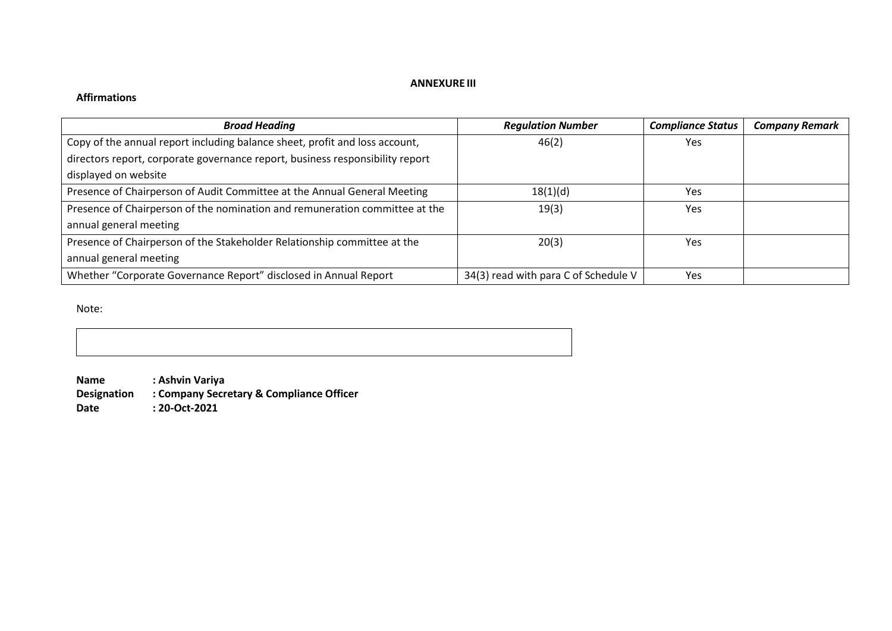## ANNEXURE III

**Affirmations**

| ***Broad Heading*** | ***Regulation Number*** | ***Compliance Status*** | ***Company Remark*** |
|---|---|---|---|
| Copy of the annual report including balance sheet, profit and loss account, directors report, corporate governance report, business responsibility report displayed on website | 46(2) | Yes | |
| Presence of Chairperson of Audit Committee at the Annual General Meeting | 18(1)(d) | Yes | |
| Presence of Chairperson of the nomination and remuneration committee at the annual general meeting | 19(3) | Yes | |
| Presence of Chairperson of the Stakeholder Relationship committee at the annual general meeting | 20(3) | Yes | |
| Whether "Corporate Governance Report" disclosed in Annual Report | 34(3) read with para C of Schedule V | Yes | |

Note:

| |
|---|
| |

**Name : Ashvin Variya**
**Designation : Company Secretary & Compliance Officer**
**Date : 20-Oct-2021**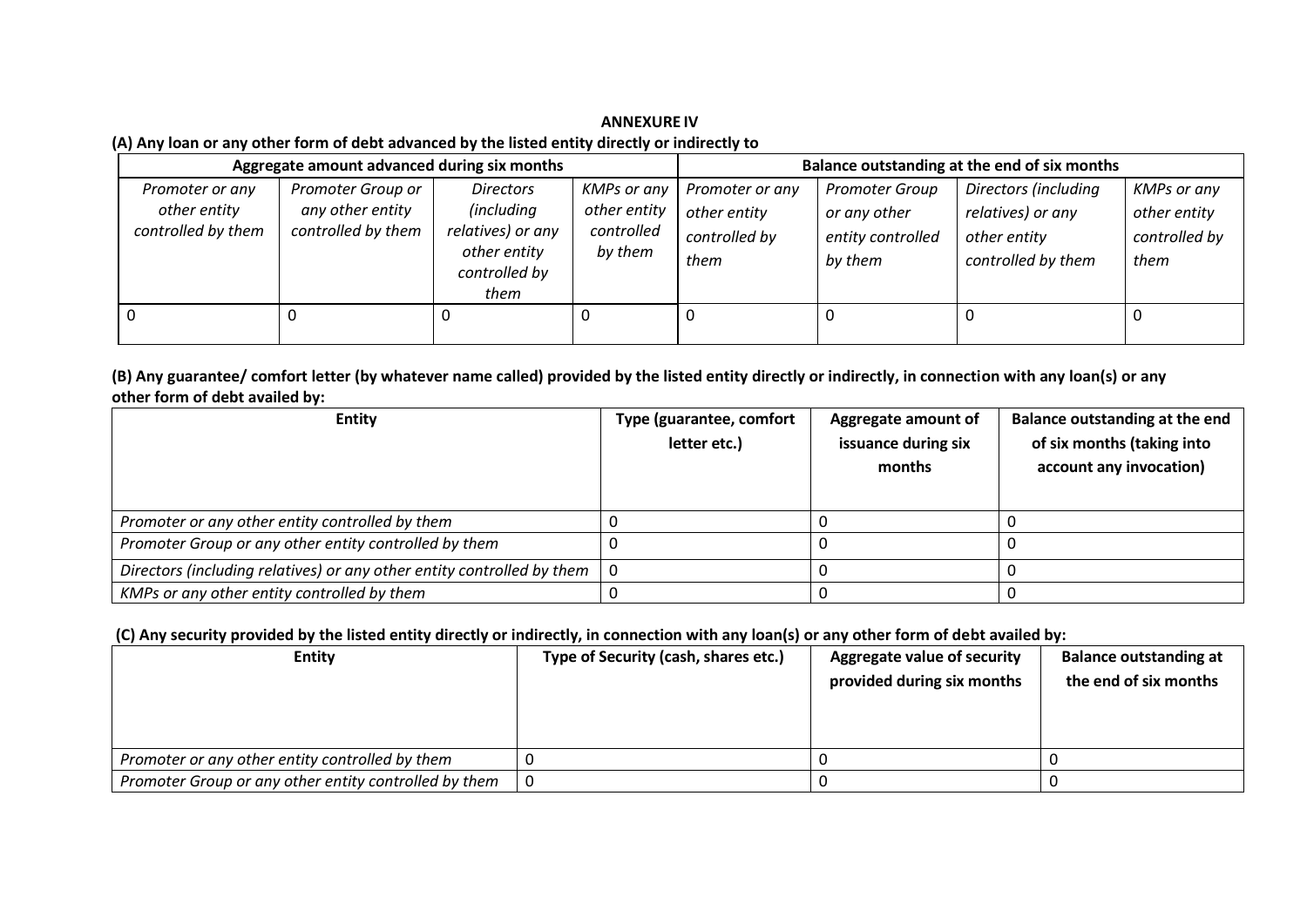**ANNEXURE IV**

**(A) Any loan or any other form of debt advanced by the listed entity directly or indirectly to**

| Aggregate amount advanced during six months | | | | Balance outstanding at the end of six months | | | |
|---|---|---|---|---|---|---|---|
| *Promoter or any other entity controlled by them* | *Promoter Group or any other entity controlled by them* | *Directors (including relatives) or any other entity controlled by them* | *KMPs or any other entity controlled by them* | *Promoter or any other entity controlled by them* | *Promoter Group or any other entity controlled by them* | *Directors (including relatives) or any other entity controlled by them* | *KMPs or any other entity controlled by them* |
| 0 | 0 | 0 | 0 | 0 | 0 | 0 | 0 |

**(B) Any guarantee/ comfort letter (by whatever name called) provided by the listed entity directly or indirectly, in connection with any loan(s) or any other form of debt availed by:**

| Entity | Type (guarantee, comfort letter etc.) | Aggregate amount of issuance during six months | Balance outstanding at the end of six months (taking into account any invocation) |
|---|---|---|---|
| *Promoter or any other entity controlled by them* | 0 | 0 | 0 |
| *Promoter Group or any other entity controlled by them* | 0 | 0 | 0 |
| *Directors (including relatives) or any other entity controlled by them* | 0 | 0 | 0 |
| *KMPs or any other entity controlled by them* | 0 | 0 | 0 |

**(C) Any security provided by the listed entity directly or indirectly, in connection with any loan(s) or any other form of debt availed by:**

| Entity | Type of Security (cash, shares etc.) | Aggregate value of security provided during six months | Balance outstanding at the end of six months |
|---|---|---|---|
| *Promoter or any other entity controlled by them* | 0 | 0 | 0 |
| *Promoter Group or any other entity controlled by them* | 0 | 0 | 0 |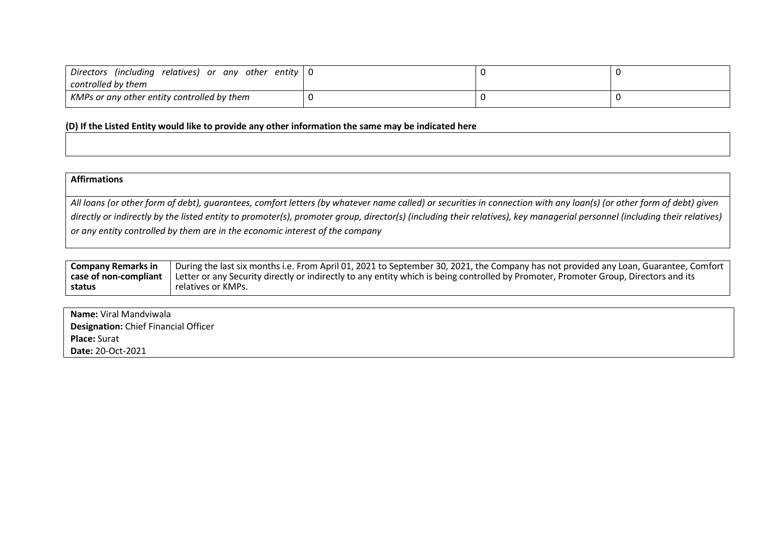| | | | |
|---|---|---|---|
| *Directors (including relatives) or any other entity controlled by them* | 0 | 0 | 0 |
| *KMPs or any other entity controlled by them* | 0 | 0 | 0 |

**(D) If the Listed Entity would like to provide any other information the same may be indicated here**

| |
|---|
| |

**Affirmations**

*All loans (or other form of debt), guarantees, comfort letters (by whatever name called) or securities in connection with any loan(s) (or other form of debt) given directly or indirectly by the listed entity to promoter(s), promoter group, director(s) (including their relatives), key managerial personnel (including their relatives) or any entity controlled by them are in the economic interest of the company*

| | |
|---|---|
| **Company Remarks in case of non-compliant status** | During the last six months i.e. From April 01, 2021 to September 30, 2021, the Company has not provided any Loan, Guarantee, Comfort Letter or any Security directly or indirectly to any entity which is being controlled by Promoter, Promoter Group, Directors and its relatives or KMPs. |

**Name:** Viral Mandviwala
**Designation:** Chief Financial Officer
**Place:** Surat
**Date:** 20-Oct-2021